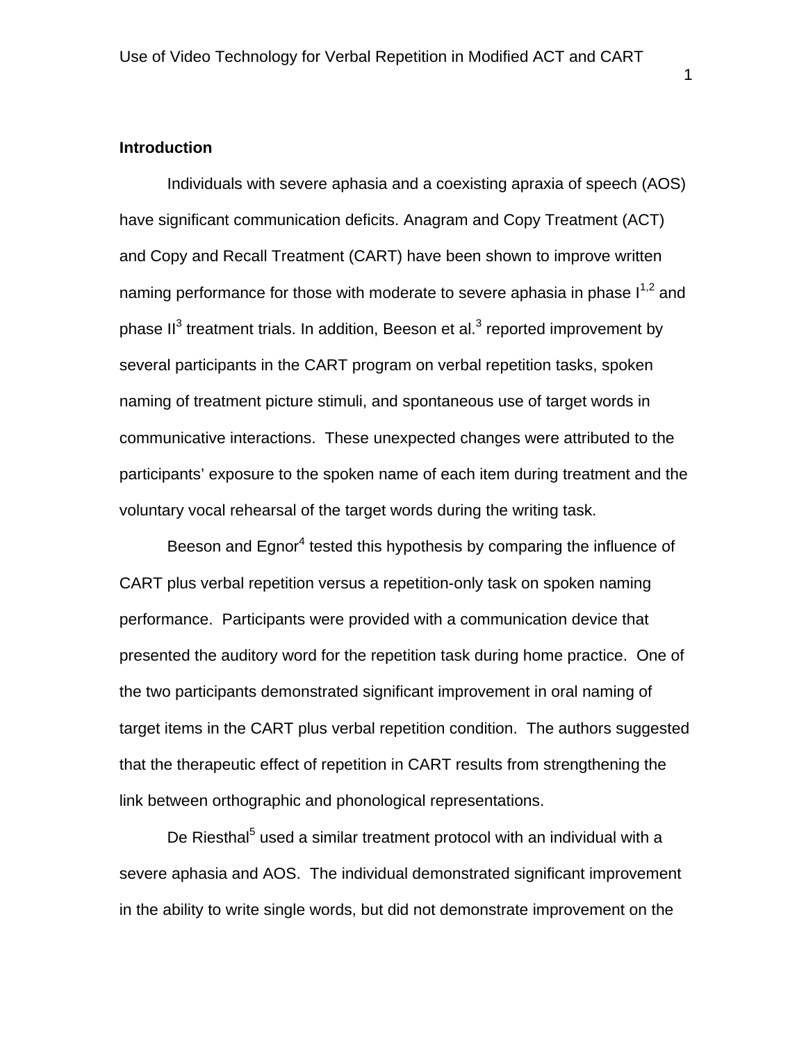## Introduction

Individuals with severe aphasia and a coexisting apraxia of speech (AOS) have significant communication deficits. Anagram and Copy Treatment (ACT) and Copy and Recall Treatment (CART) have been shown to improve written naming performance for those with moderate to severe aphasia in phase I[1,2] and phase II[3] treatment trials. In addition, Beeson et al.[3] reported improvement by several participants in the CART program on verbal repetition tasks, spoken naming of treatment picture stimuli, and spontaneous use of target words in communicative interactions. These unexpected changes were attributed to the participants' exposure to the spoken name of each item during treatment and the voluntary vocal rehearsal of the target words during the writing task.

Beeson and Egnor[4] tested this hypothesis by comparing the influence of CART plus verbal repetition versus a repetition-only task on spoken naming performance. Participants were provided with a communication device that presented the auditory word for the repetition task during home practice. One of the two participants demonstrated significant improvement in oral naming of target items in the CART plus verbal repetition condition. The authors suggested that the therapeutic effect of repetition in CART results from strengthening the link between orthographic and phonological representations.

De Riesthal[5] used a similar treatment protocol with an individual with a severe aphasia and AOS. The individual demonstrated significant improvement in the ability to write single words, but did not demonstrate improvement on the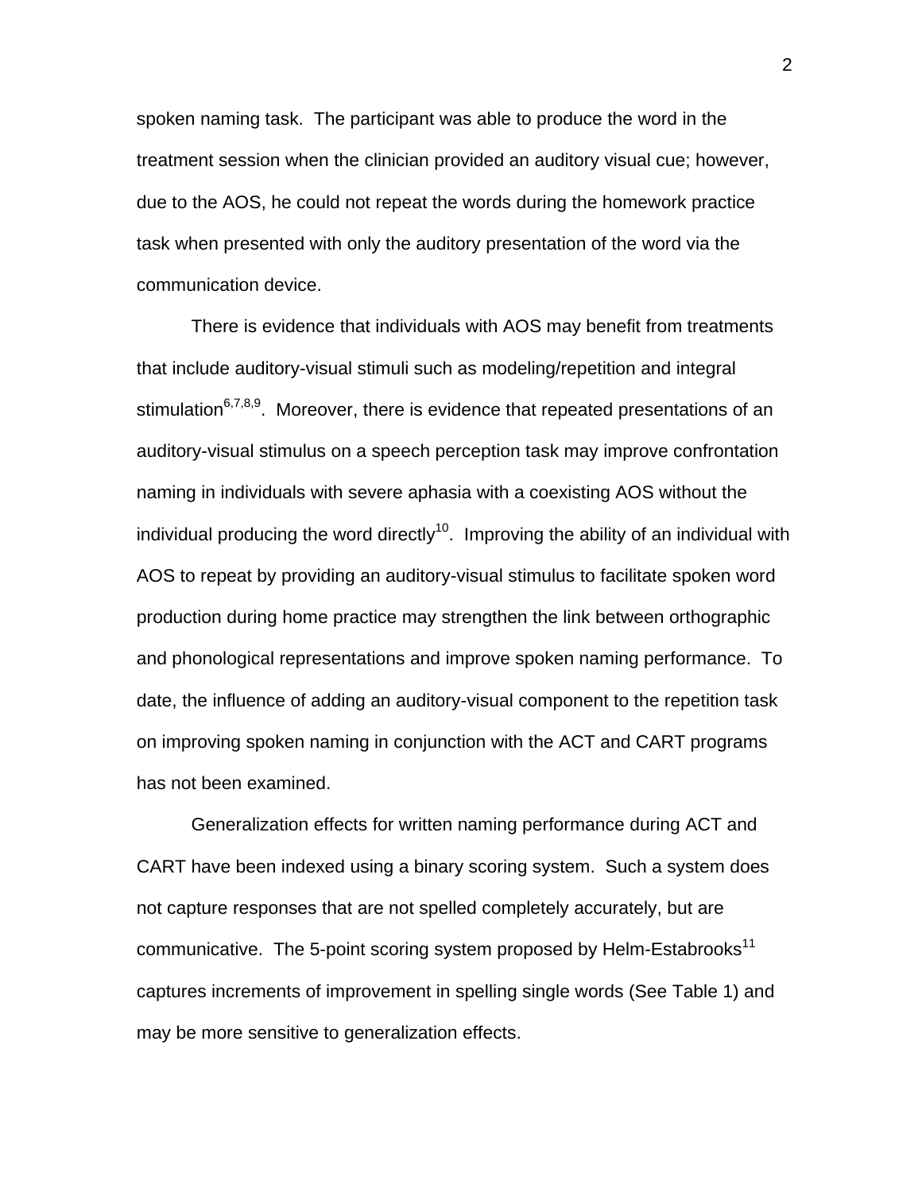spoken naming task. The participant was able to produce the word in the treatment session when the clinician provided an auditory visual cue; however, due to the AOS, he could not repeat the words during the homework practice task when presented with only the auditory presentation of the word via the communication device.

There is evidence that individuals with AOS may benefit from treatments that include auditory-visual stimuli such as modeling/repetition and integral stimulation[6,7,8,9]. Moreover, there is evidence that repeated presentations of an auditory-visual stimulus on a speech perception task may improve confrontation naming in individuals with severe aphasia with a coexisting AOS without the individual producing the word directly[10]. Improving the ability of an individual with AOS to repeat by providing an auditory-visual stimulus to facilitate spoken word production during home practice may strengthen the link between orthographic and phonological representations and improve spoken naming performance. To date, the influence of adding an auditory-visual component to the repetition task on improving spoken naming in conjunction with the ACT and CART programs has not been examined.

Generalization effects for written naming performance during ACT and CART have been indexed using a binary scoring system. Such a system does not capture responses that are not spelled completely accurately, but are communicative. The 5-point scoring system proposed by Helm-Estabrooks[11] captures increments of improvement in spelling single words (See Table 1) and may be more sensitive to generalization effects.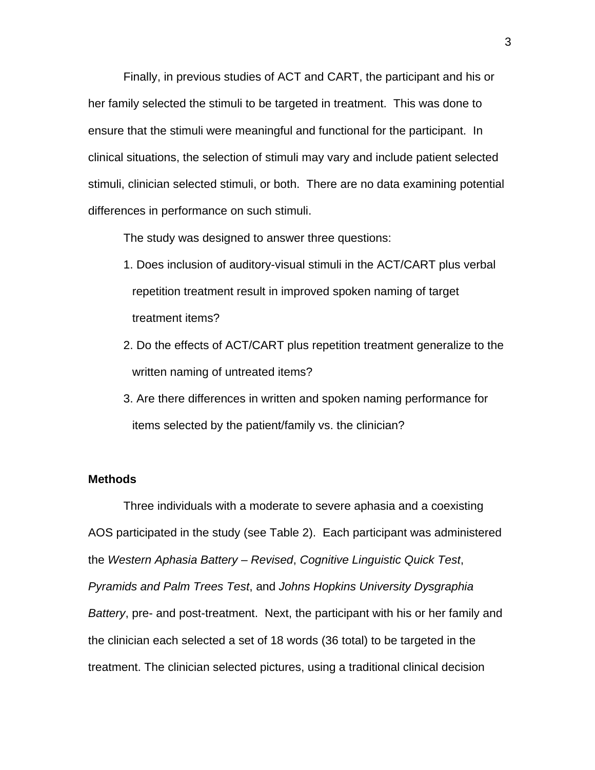Finally, in previous studies of ACT and CART, the participant and his or her family selected the stimuli to be targeted in treatment. This was done to ensure that the stimuli were meaningful and functional for the participant. In clinical situations, the selection of stimuli may vary and include patient selected stimuli, clinician selected stimuli, or both. There are no data examining potential differences in performance on such stimuli.

The study was designed to answer three questions:

1. Does inclusion of auditory-visual stimuli in the ACT/CART plus verbal repetition treatment result in improved spoken naming of target treatment items?
2. Do the effects of ACT/CART plus repetition treatment generalize to the written naming of untreated items?
3. Are there differences in written and spoken naming performance for items selected by the patient/family vs. the clinician?

**Methods**

Three individuals with a moderate to severe aphasia and a coexisting AOS participated in the study (see Table 2). Each participant was administered the *Western Aphasia Battery – Revised*, *Cognitive Linguistic Quick Test*, *Pyramids and Palm Trees Test*, and *Johns Hopkins University Dysgraphia Battery*, pre- and post-treatment. Next, the participant with his or her family and the clinician each selected a set of 18 words (36 total) to be targeted in the treatment. The clinician selected pictures, using a traditional clinical decision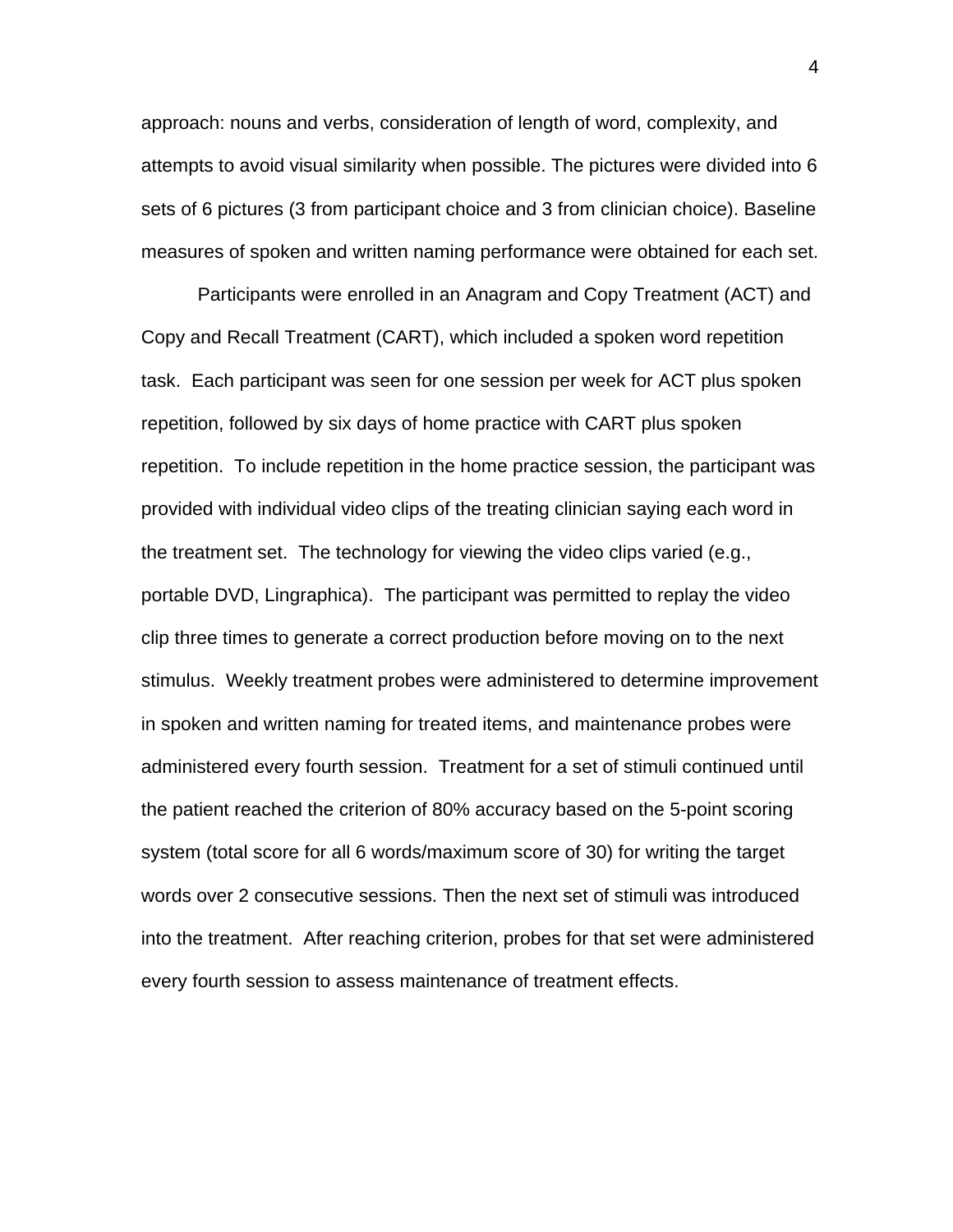approach: nouns and verbs, consideration of length of word, complexity, and attempts to avoid visual similarity when possible. The pictures were divided into 6 sets of 6 pictures (3 from participant choice and 3 from clinician choice). Baseline measures of spoken and written naming performance were obtained for each set.

Participants were enrolled in an Anagram and Copy Treatment (ACT) and Copy and Recall Treatment (CART), which included a spoken word repetition task. Each participant was seen for one session per week for ACT plus spoken repetition, followed by six days of home practice with CART plus spoken repetition. To include repetition in the home practice session, the participant was provided with individual video clips of the treating clinician saying each word in the treatment set. The technology for viewing the video clips varied (e.g., portable DVD, Lingraphica). The participant was permitted to replay the video clip three times to generate a correct production before moving on to the next stimulus. Weekly treatment probes were administered to determine improvement in spoken and written naming for treated items, and maintenance probes were administered every fourth session. Treatment for a set of stimuli continued until the patient reached the criterion of 80% accuracy based on the 5-point scoring system (total score for all 6 words/maximum score of 30) for writing the target words over 2 consecutive sessions. Then the next set of stimuli was introduced into the treatment. After reaching criterion, probes for that set were administered every fourth session to assess maintenance of treatment effects.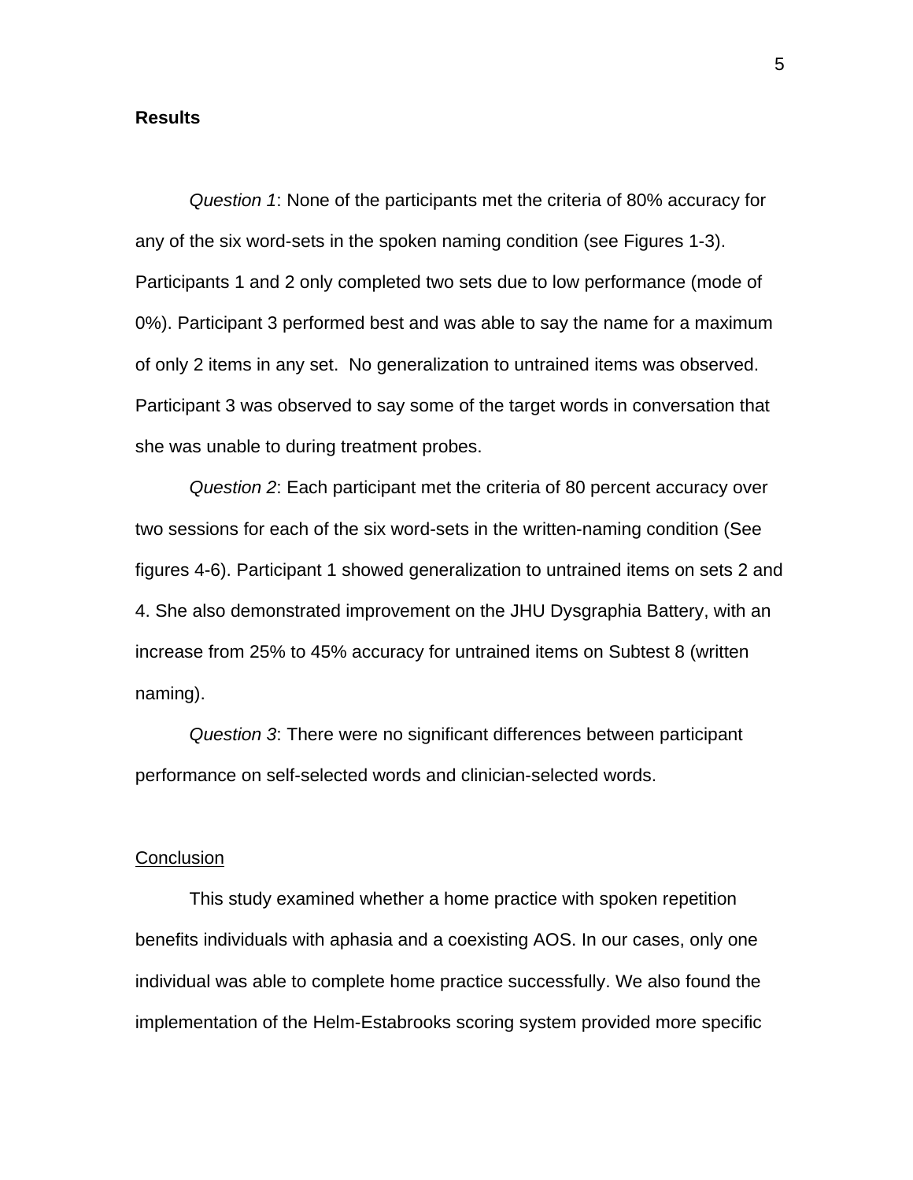**Results**

*Question 1*: None of the participants met the criteria of 80% accuracy for any of the six word-sets in the spoken naming condition (see Figures 1-3). Participants 1 and 2 only completed two sets due to low performance (mode of 0%). Participant 3 performed best and was able to say the name for a maximum of only 2 items in any set. No generalization to untrained items was observed. Participant 3 was observed to say some of the target words in conversation that she was unable to during treatment probes.

*Question 2*: Each participant met the criteria of 80 percent accuracy over two sessions for each of the six word-sets in the written-naming condition (See figures 4-6). Participant 1 showed generalization to untrained items on sets 2 and 4. She also demonstrated improvement on the JHU Dysgraphia Battery, with an increase from 25% to 45% accuracy for untrained items on Subtest 8 (written naming).

*Question 3*: There were no significant differences between participant performance on self-selected words and clinician-selected words.

<u>Conclusion</u>

This study examined whether a home practice with spoken repetition benefits individuals with aphasia and a coexisting AOS. In our cases, only one individual was able to complete home practice successfully. We also found the implementation of the Helm-Estabrooks scoring system provided more specific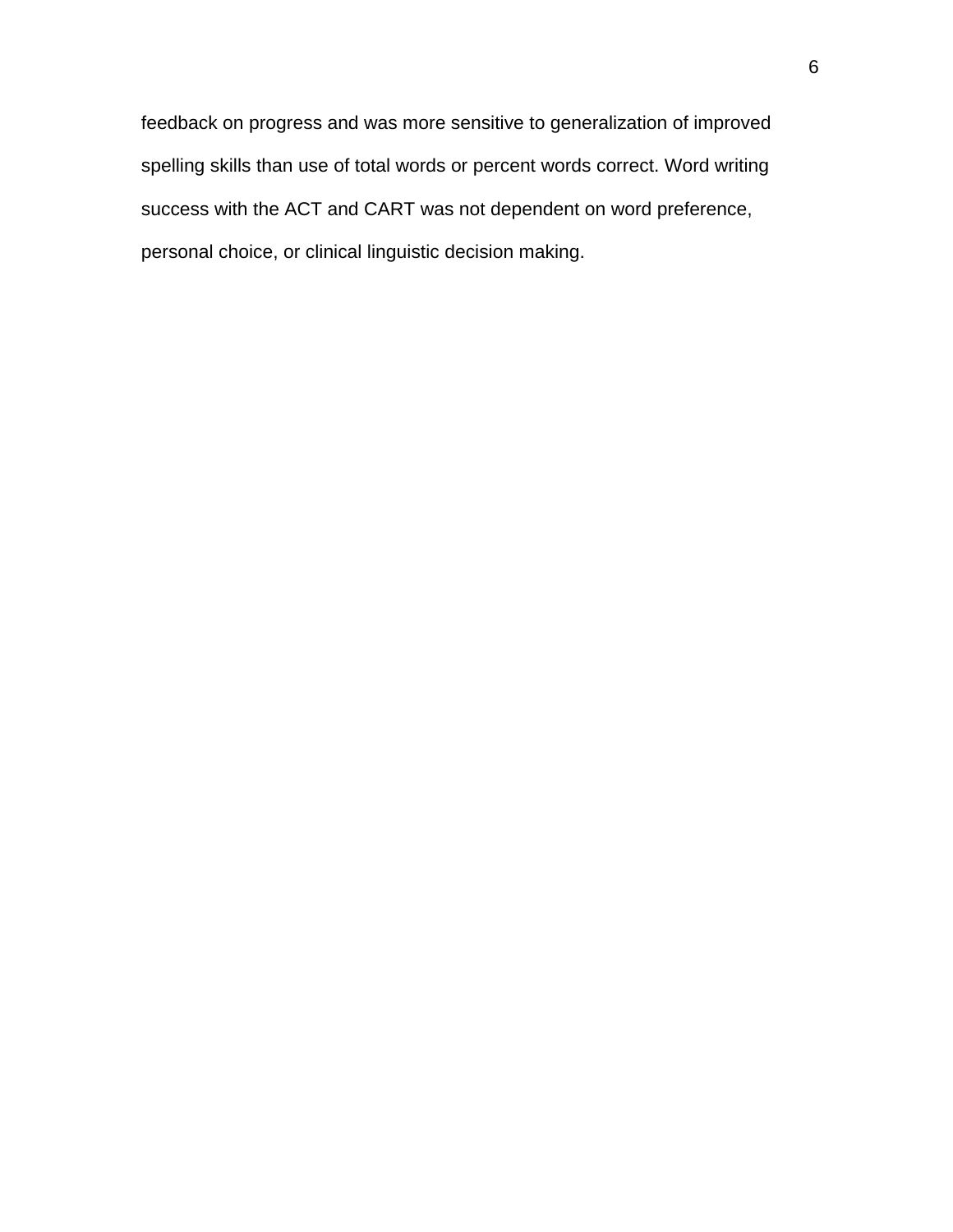feedback on progress and was more sensitive to generalization of improved spelling skills than use of total words or percent words correct. Word writing success with the ACT and CART was not dependent on word preference, personal choice, or clinical linguistic decision making.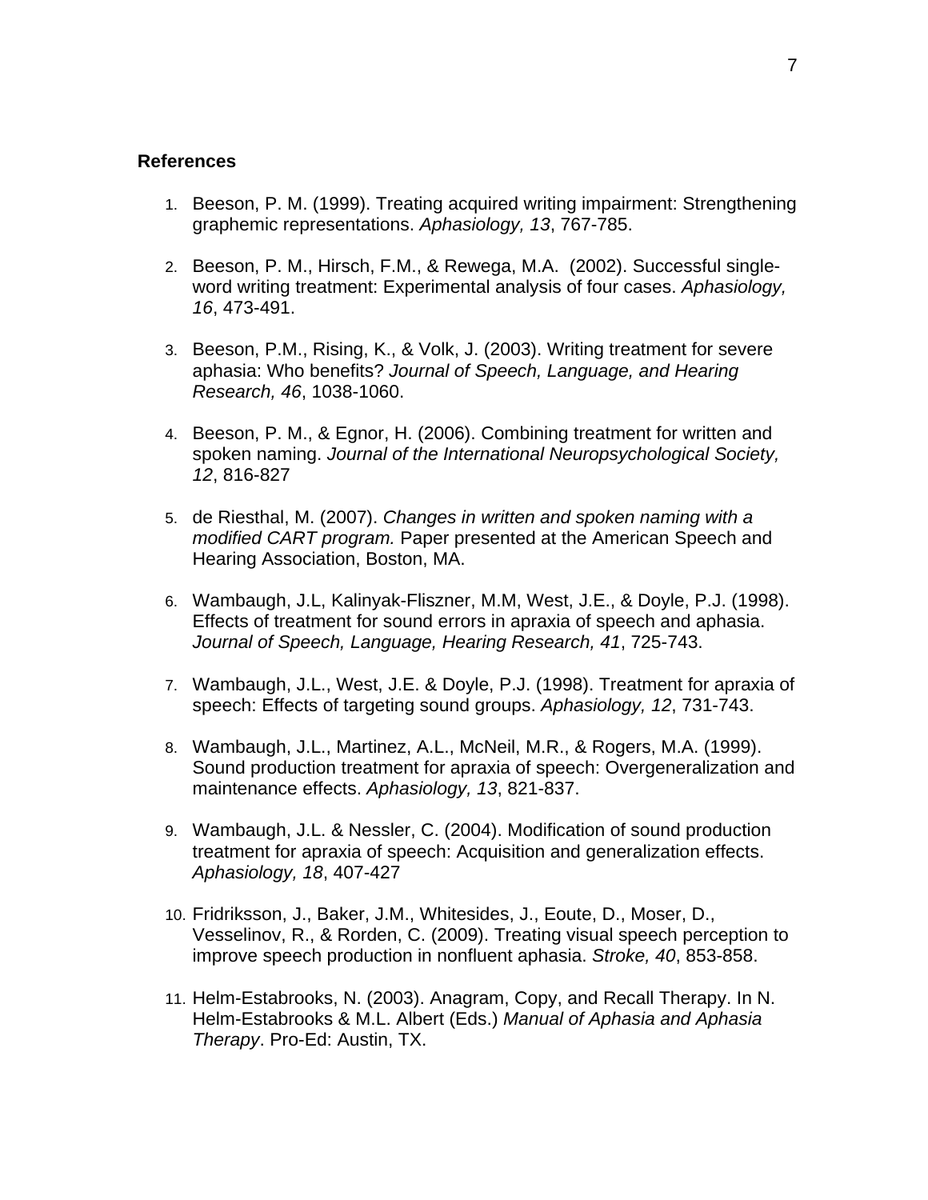**References**

1. Beeson, P. M. (1999). Treating acquired writing impairment: Strengthening graphemic representations. *Aphasiology, 13*, 767-785.

2. Beeson, P. M., Hirsch, F.M., & Rewega, M.A.  (2002). Successful single-word writing treatment: Experimental analysis of four cases. *Aphasiology, 16*, 473-491.

3. Beeson, P.M., Rising, K., & Volk, J. (2003). Writing treatment for severe aphasia: Who benefits? *Journal of Speech, Language, and Hearing Research, 46*, 1038-1060.

4. Beeson, P. M., & Egnor, H. (2006). Combining treatment for written and spoken naming. *Journal of the International Neuropsychological Society, 12*, 816-827

5. de Riesthal, M. (2007). *Changes in written and spoken naming with a modified CART program.* Paper presented at the American Speech and Hearing Association, Boston, MA.

6. Wambaugh, J.L, Kalinyak-Fliszner, M.M, West, J.E., & Doyle, P.J. (1998). Effects of treatment for sound errors in apraxia of speech and aphasia. *Journal of Speech, Language, Hearing Research, 41*, 725-743.

7. Wambaugh, J.L., West, J.E. & Doyle, P.J. (1998). Treatment for apraxia of speech: Effects of targeting sound groups. *Aphasiology, 12*, 731-743.

8. Wambaugh, J.L., Martinez, A.L., McNeil, M.R., & Rogers, M.A. (1999). Sound production treatment for apraxia of speech: Overgeneralization and maintenance effects. *Aphasiology, 13*, 821-837.

9. Wambaugh, J.L. & Nessler, C. (2004). Modification of sound production treatment for apraxia of speech: Acquisition and generalization effects. *Aphasiology, 18*, 407-427

10. Fridriksson, J., Baker, J.M., Whitesides, J., Eoute, D., Moser, D., Vesselinov, R., & Rorden, C. (2009). Treating visual speech perception to improve speech production in nonfluent aphasia. *Stroke, 40*, 853-858.

11. Helm-Estabrooks, N. (2003). Anagram, Copy, and Recall Therapy. In N. Helm-Estabrooks & M.L. Albert (Eds.) *Manual of Aphasia and Aphasia Therapy*. Pro-Ed: Austin, TX.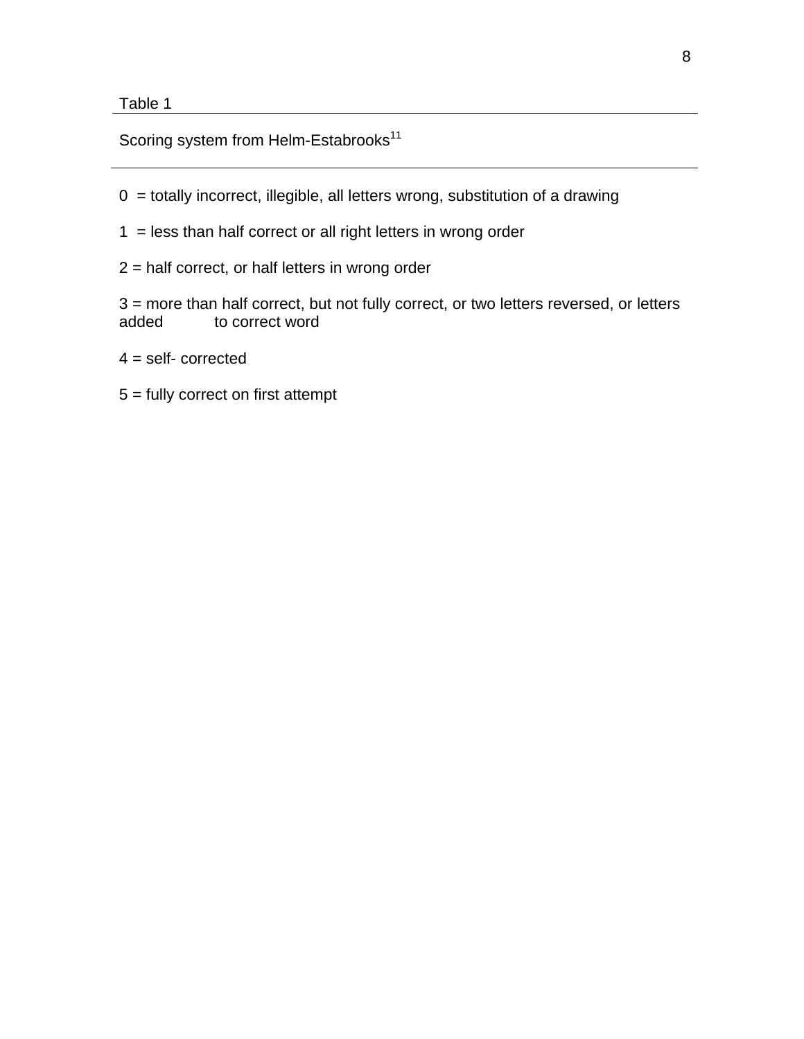Table 1

Scoring system from Helm-Estabrooks[11]

0 = totally incorrect, illegible, all letters wrong, substitution of a drawing

1 = less than half correct or all right letters in wrong order

2 = half correct, or half letters in wrong order

3 = more than half correct, but not fully correct, or two letters reversed, or letters added to correct word

4 = self- corrected

5 = fully correct on first attempt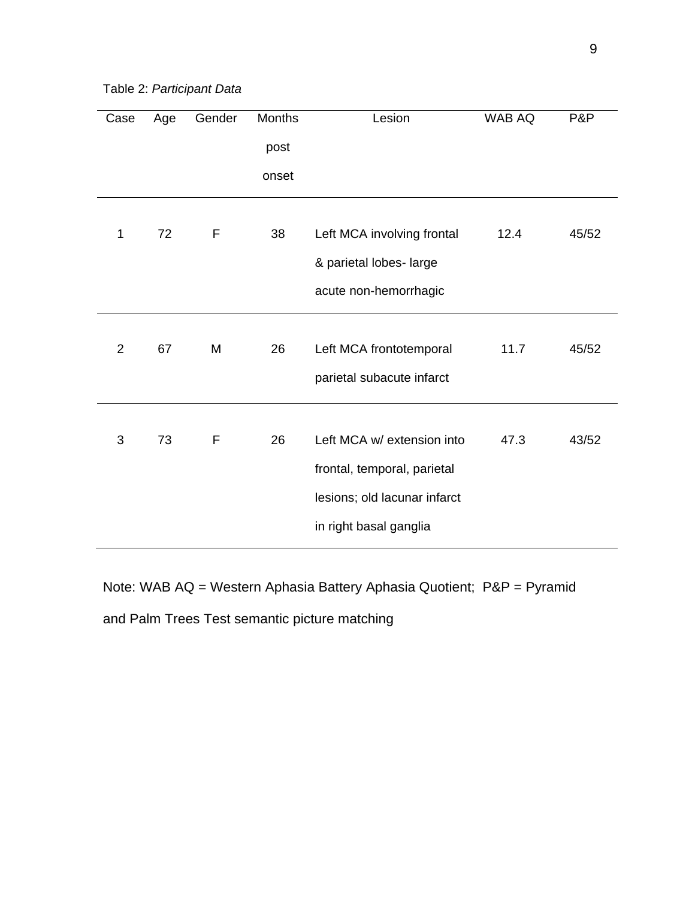Table 2: *Participant Data*

| Case | Age | Gender | Months post onset | Lesion | WAB AQ | P&P |
|---|---|---|---|---|---|---|
| 1 | 72 | F | 38 | Left MCA involving frontal & parietal lobes- large acute non-hemorrhagic | 12.4 | 45/52 |
| 2 | 67 | M | 26 | Left MCA frontotemporal parietal subacute infarct | 11.7 | 45/52 |
| 3 | 73 | F | 26 | Left MCA w/ extension into frontal, temporal, parietal lesions; old lacunar infarct in right basal ganglia | 47.3 | 43/52 |

Note: WAB AQ = Western Aphasia Battery Aphasia Quotient; P&P = Pyramid and Palm Trees Test semantic picture matching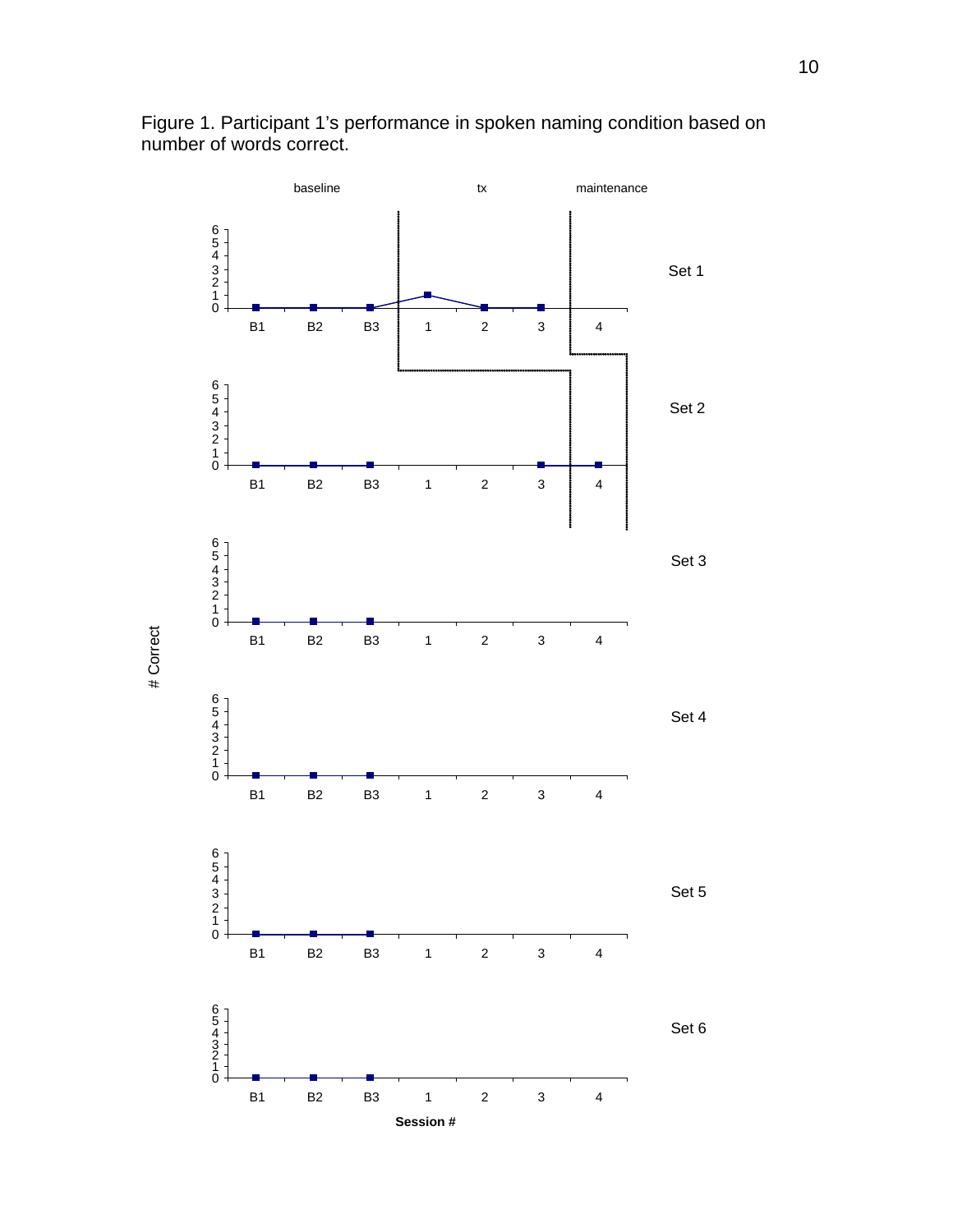Figure 1. Participant 1's performance in spoken naming condition based on number of words correct.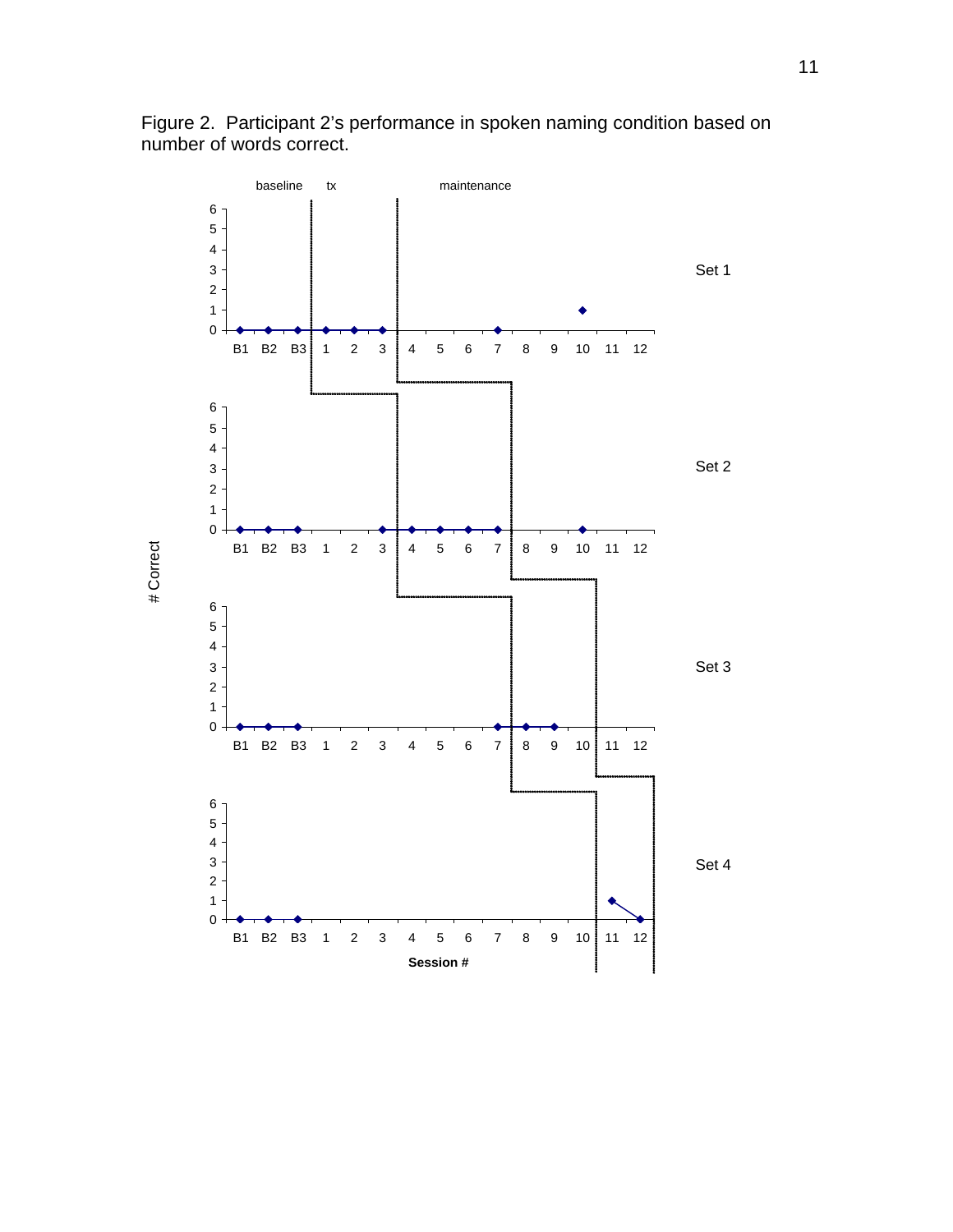Figure 2. Participant 2's performance in spoken naming condition based on number of words correct.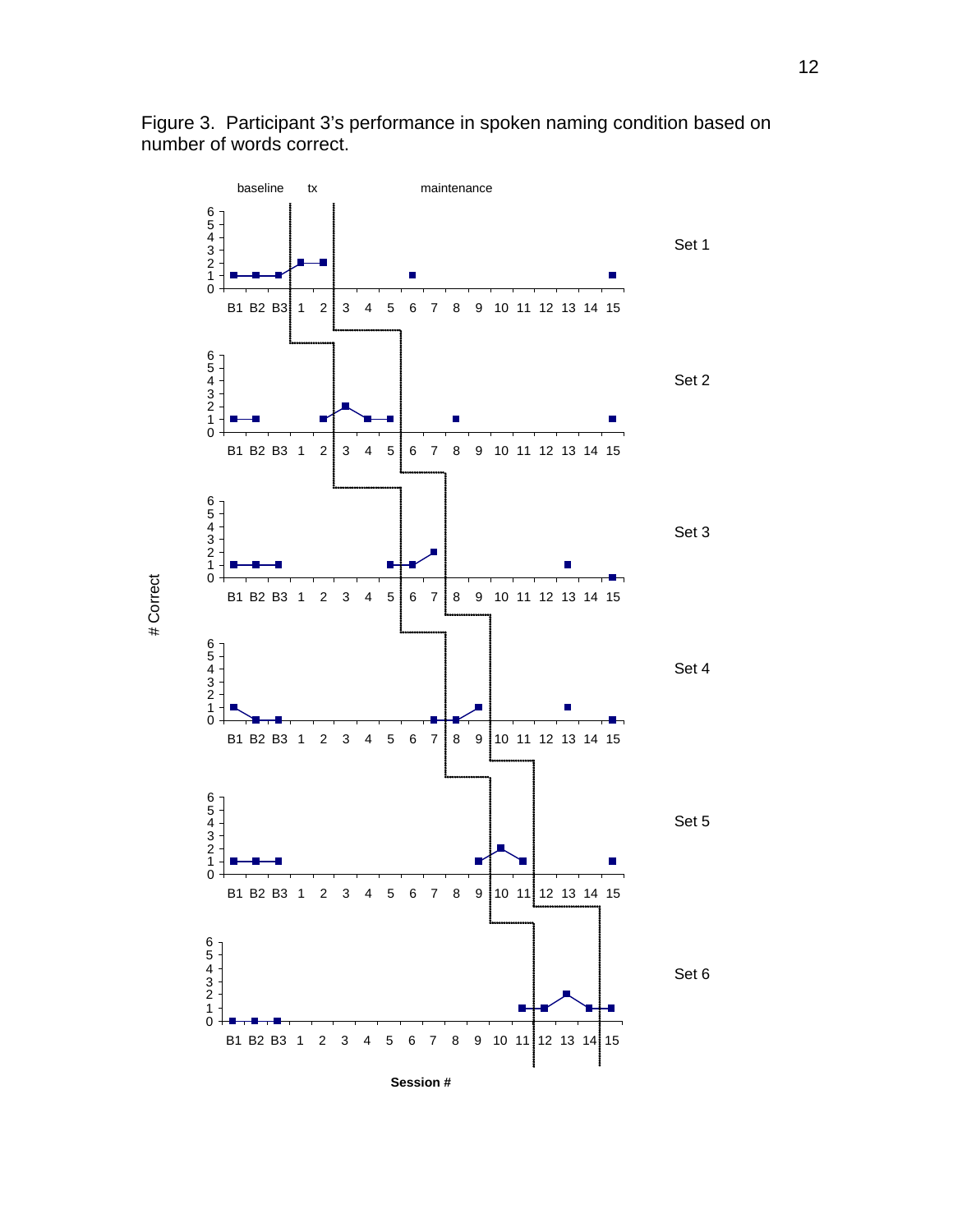Figure 3. Participant 3's performance in spoken naming condition based on number of words correct.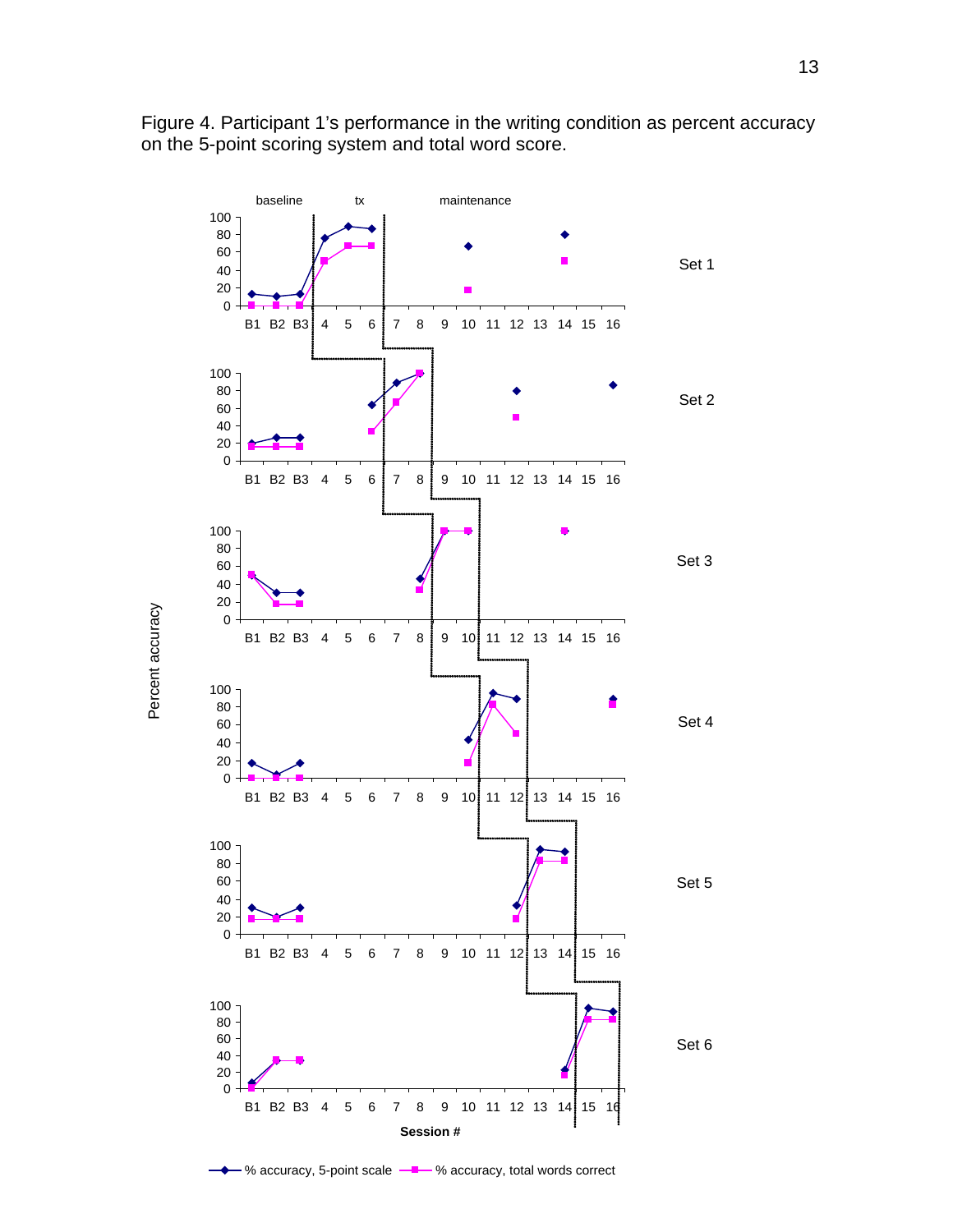Figure 4. Participant 1's performance in the writing condition as percent accuracy on the 5-point scoring system and total word score.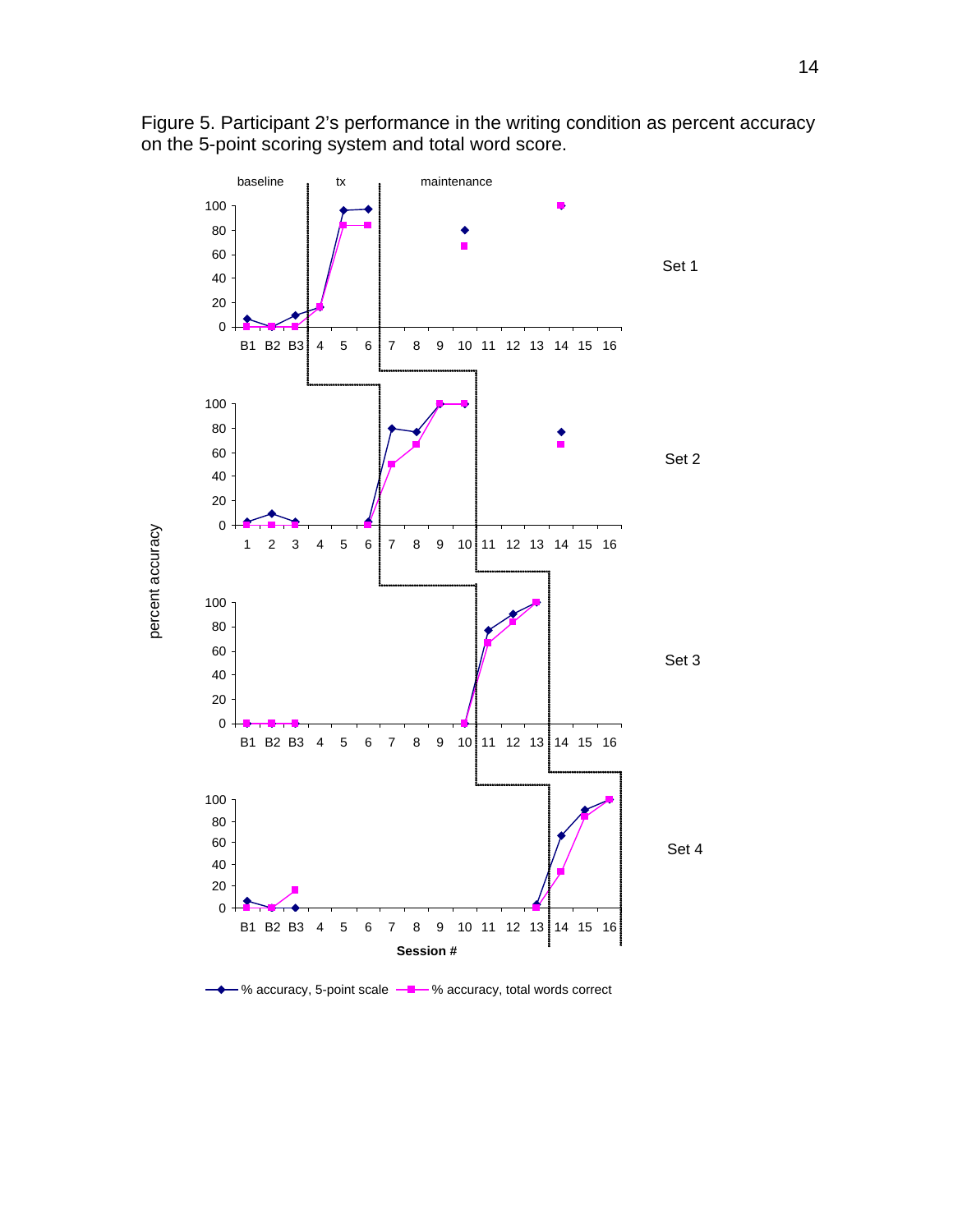Figure 5. Participant 2's performance in the writing condition as percent accuracy on the 5-point scoring system and total word score.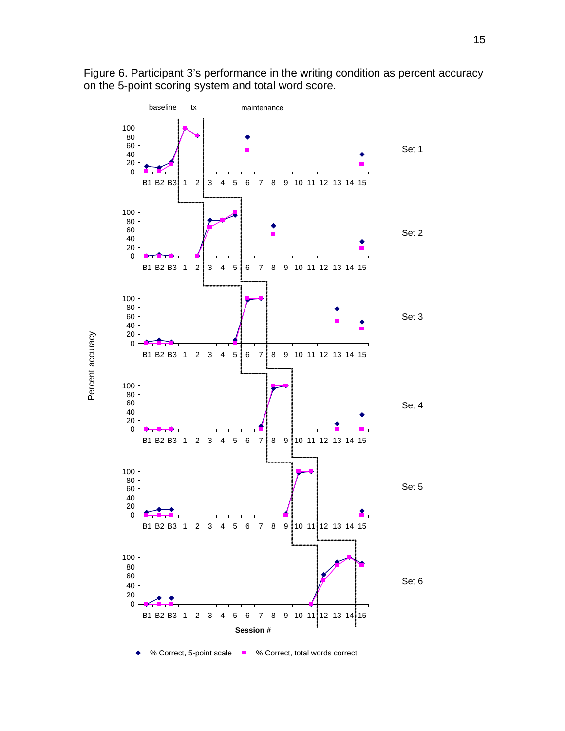Figure 6. Participant 3's performance in the writing condition as percent accuracy on the 5-point scoring system and total word score.

baseline

tx

maintenance

Percent accuracy

Set 1

Set 2

Set 3

Set 4

Set 5

Set 6

0
20
40
60
80
100

B1 B2 B3 1 2 3 4 5 6 7 8 9 10 11 12 13 14 15

**Session #**

% Correct, 5-point scale

% Correct, total words correct